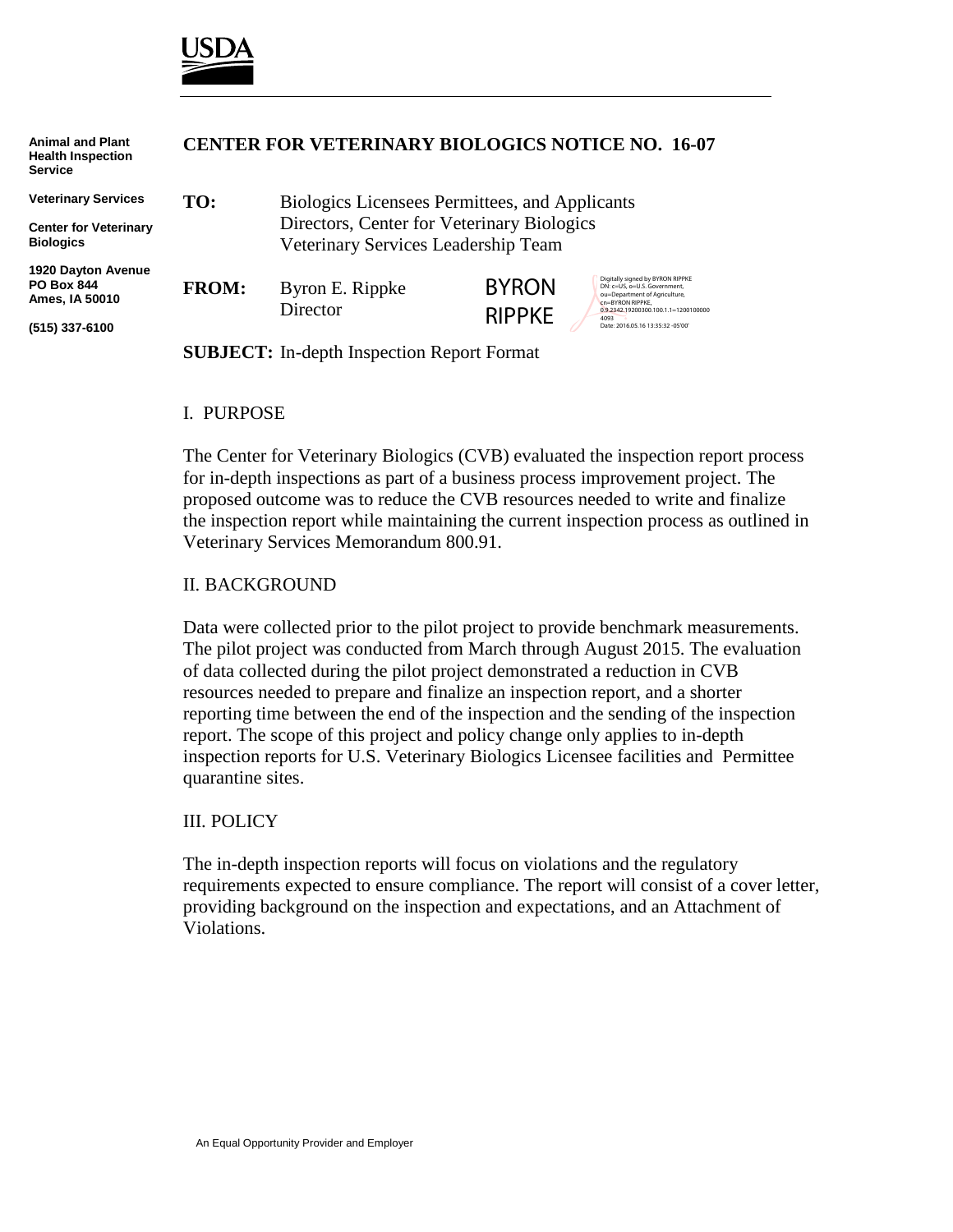USDA

Animal and Plant Health Inspection Service

Veterinary Services

Center for Veterinary Biologics

1920 Dayton Avenue
PO Box 844
Ames, IA 50010

(515) 337-6100

# CENTER FOR VETERINARY BIOLOGICS NOTICE NO. 16-07

**TO:** Biologics Licensees Permittees, and Applicants
Directors, Center for Veterinary Biologics
Veterinary Services Leadership Team

**FROM:** Byron E. Rippke
Director

BYRON RIPPKE

Digitally signed by BYRON RIPPKE
DN: c=US, o=U.S. Government, ou=Department of Agriculture, cn=BYRON RIPPKE, 0.9.2342.19200300.100.1.1=12001000004093
Date: 2016.05.16 13:35:32 -05'00'

**SUBJECT:** In-depth Inspection Report Format

## I. PURPOSE

The Center for Veterinary Biologics (CVB) evaluated the inspection report process for in-depth inspections as part of a business process improvement project. The proposed outcome was to reduce the CVB resources needed to write and finalize the inspection report while maintaining the current inspection process as outlined in Veterinary Services Memorandum 800.91.

## II. BACKGROUND

Data were collected prior to the pilot project to provide benchmark measurements. The pilot project was conducted from March through August 2015. The evaluation of data collected during the pilot project demonstrated a reduction in CVB resources needed to prepare and finalize an inspection report, and a shorter reporting time between the end of the inspection and the sending of the inspection report. The scope of this project and policy change only applies to in-depth inspection reports for U.S. Veterinary Biologics Licensee facilities and Permittee quarantine sites.

## III. POLICY

The in-depth inspection reports will focus on violations and the regulatory requirements expected to ensure compliance. The report will consist of a cover letter, providing background on the inspection and expectations, and an Attachment of Violations.

An Equal Opportunity Provider and Employer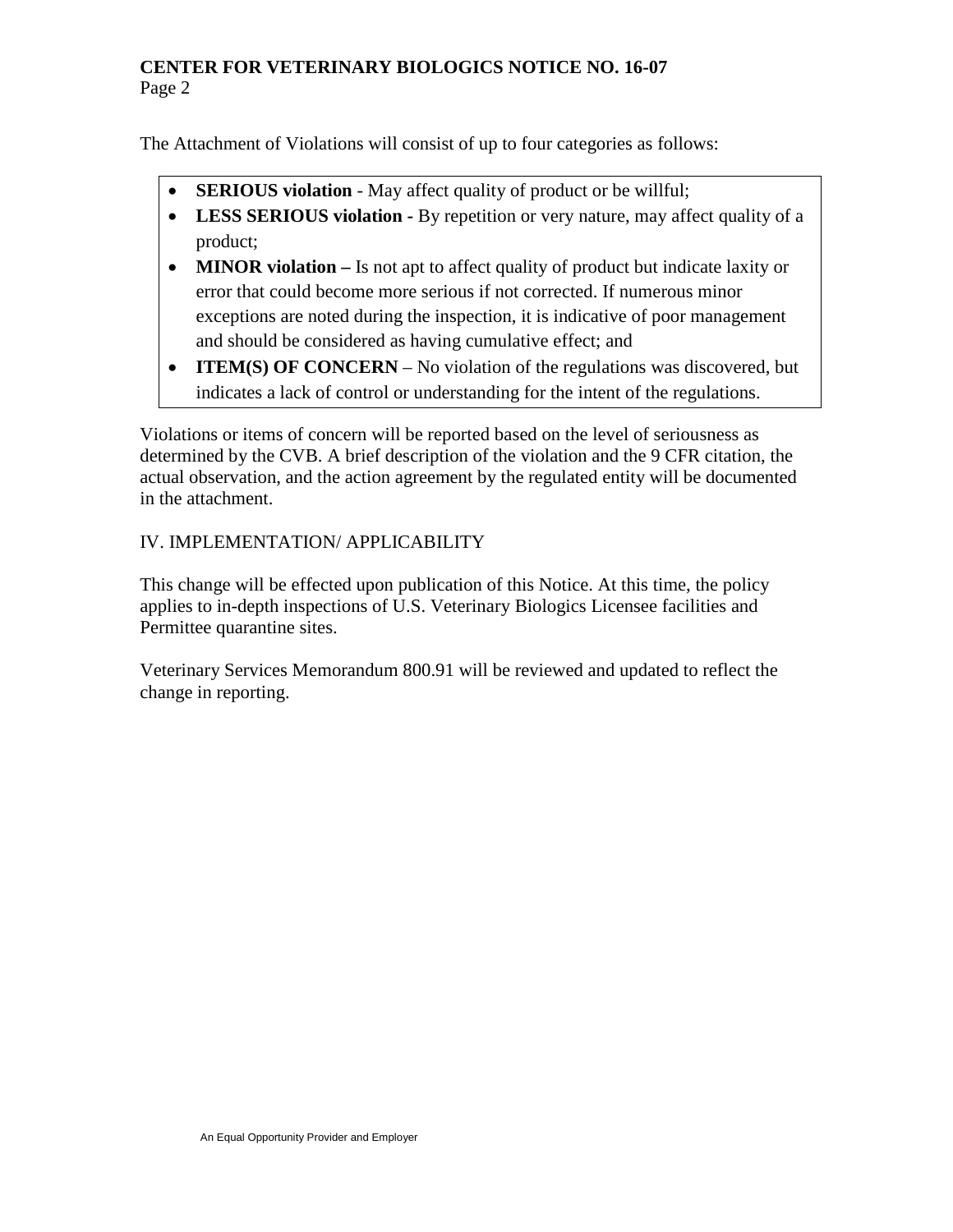The Attachment of Violations will consist of up to four categories as follows:

- **SERIOUS violation** - May affect quality of product or be willful;
- **LESS SERIOUS violation -** By repetition or very nature, may affect quality of a product;
- **MINOR violation –** Is not apt to affect quality of product but indicate laxity or error that could become more serious if not corrected. If numerous minor exceptions are noted during the inspection, it is indicative of poor management and should be considered as having cumulative effect; and
- **ITEM(S) OF CONCERN** – No violation of the regulations was discovered, but indicates a lack of control or understanding for the intent of the regulations.

Violations or items of concern will be reported based on the level of seriousness as determined by the CVB. A brief description of the violation and the 9 CFR citation, the actual observation, and the action agreement by the regulated entity will be documented in the attachment.

## IV. IMPLEMENTATION/ APPLICABILITY

This change will be effected upon publication of this Notice. At this time, the policy applies to in-depth inspections of U.S. Veterinary Biologics Licensee facilities and Permittee quarantine sites.

Veterinary Services Memorandum 800.91 will be reviewed and updated to reflect the change in reporting.

An Equal Opportunity Provider and Employer